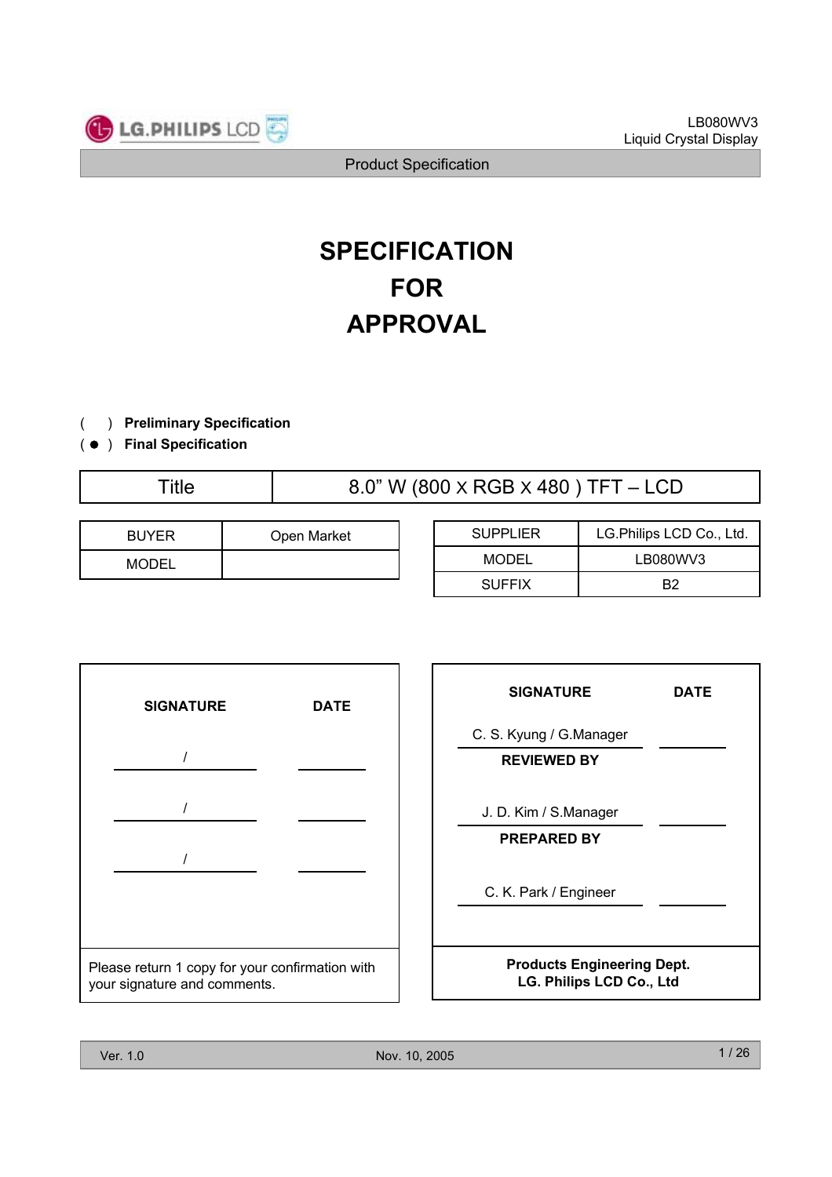# SPECIFICATION FOR APPROVAL

( ) **Preliminary Specification**

( ● ) **Final Specification**

| Title | 8.0” W (800 x RGB x 480 ) TFT – LCD |
|---|---|

| BUYER | Open Market |
|---|---|
| MODEL | |

| SUPPLIER | LG.Philips LCD Co., Ltd. |
|---|---|
| MODEL | LB080WV3 |
| SUFFIX | B2 |

| SIGNATURE | DATE |
|---|---|
| / | |
| / | |
| / | |

Please return 1 copy for your confirmation with your signature and comments.

| SIGNATURE | DATE |
|---|---|
| C. S. Kyung / G.Manager | |
| **REVIEWED BY** | |
| J. D. Kim / S.Manager | |
| **PREPARED BY** | |
| C. K. Park / Engineer | |

**Products Engineering Dept.**
**LG. Philips LCD Co., Ltd**

Ver. 1.0 Nov. 10, 2005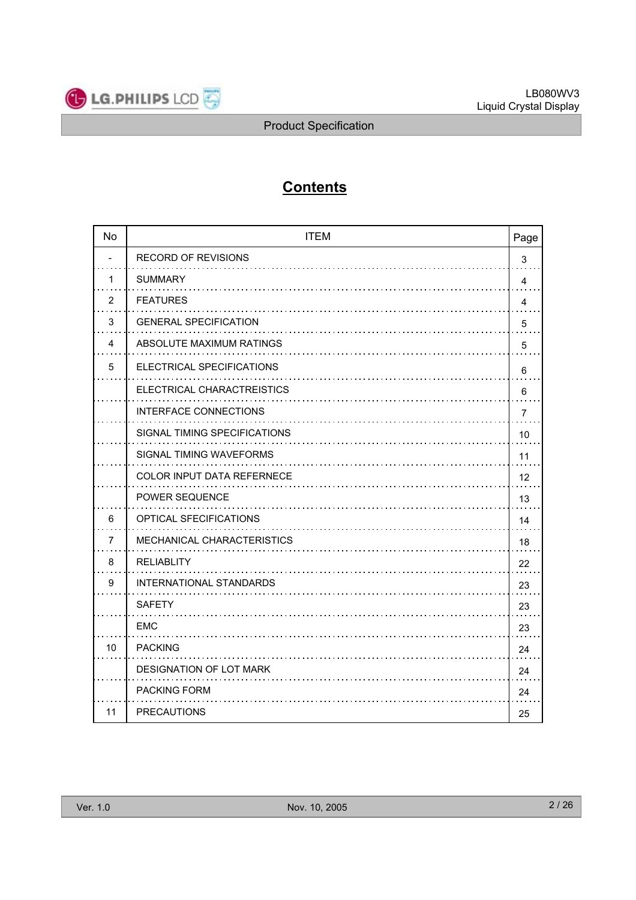# Contents

| No | ITEM | Page |
|---|---|---|
| - | RECORD OF REVISIONS | 3 |
| 1 | SUMMARY | 4 |
| 2 | FEATURES | 4 |
| 3 | GENERAL SPECIFICATION | 5 |
| 4 | ABSOLUTE MAXIMUM RATINGS | 5 |
| 5 | ELECTRICAL SPECIFICATIONS | 6 |
| | ELECTRICAL CHARACTREISTICS | 6 |
| | INTERFACE CONNECTIONS | 7 |
| | SIGNAL TIMING SPECIFICATIONS | 10 |
| | SIGNAL TIMING WAVEFORMS | 11 |
| | COLOR INPUT DATA REFERNECE | 12 |
| | POWER SEQUENCE | 13 |
| 6 | OPTICAL SFECIFICATIONS | 14 |
| 7 | MECHANICAL CHARACTERISTICS | 18 |
| 8 | RELIABLITY | 22 |
| 9 | INTERNATIONAL STANDARDS | 23 |
| | SAFETY | 23 |
| | EMC | 23 |
| 10 | PACKING | 24 |
| | DESIGNATION OF LOT MARK | 24 |
| | PACKING FORM | 24 |
| 11 | PRECAUTIONS | 25 |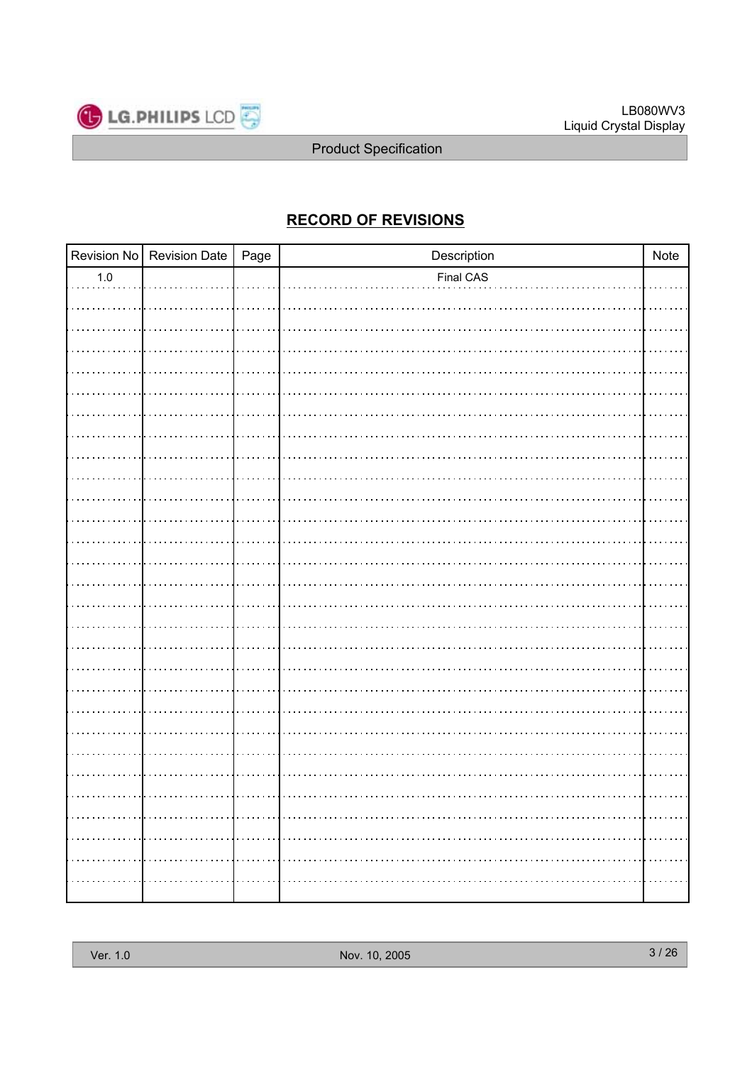## RECORD OF REVISIONS

| Revision No | Revision Date | Page | Description | Note |
|---|---|---|---|---|
| 1.0 | | | Final CAS | |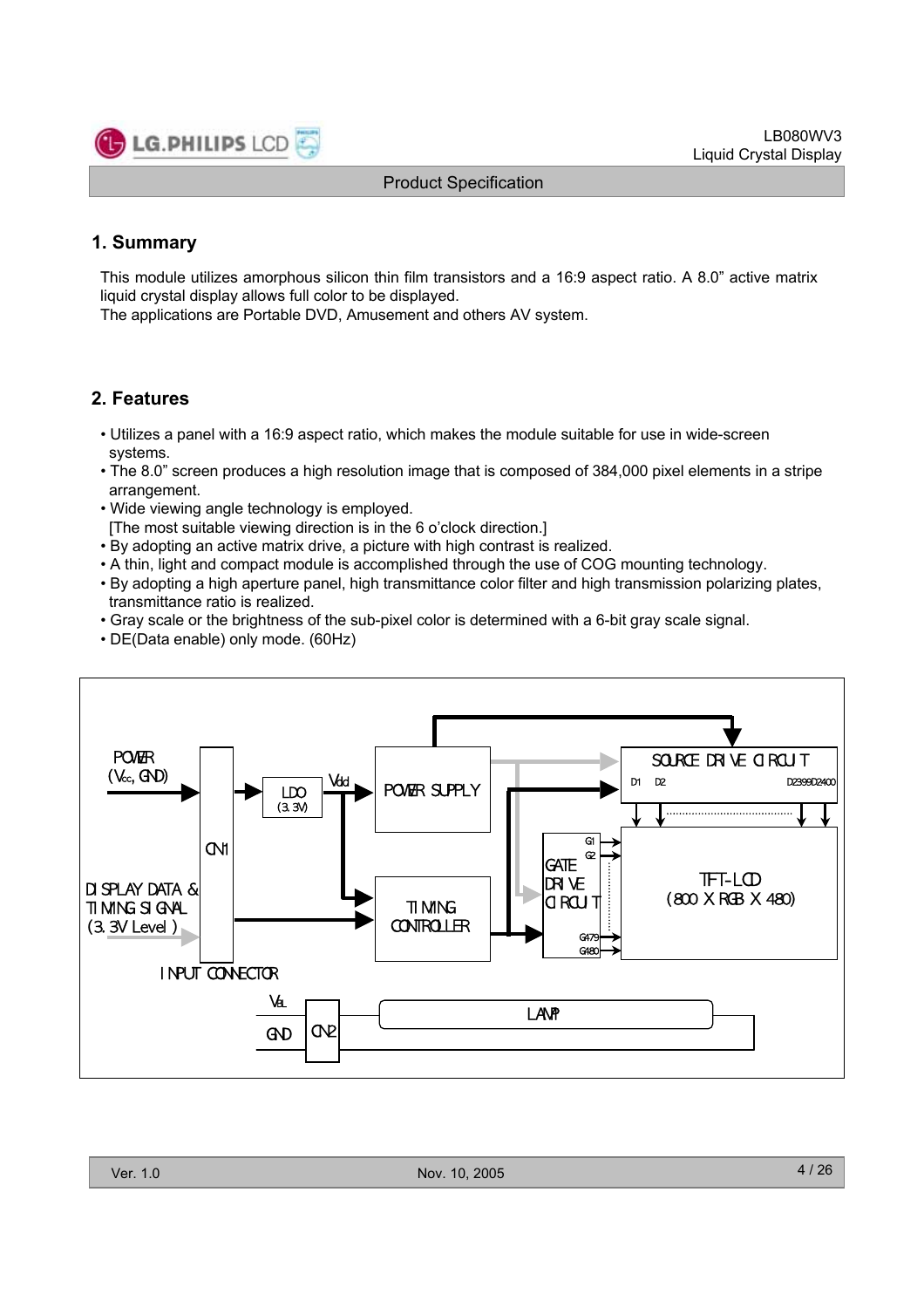## 1. Summary

This module utilizes amorphous silicon thin film transistors and a 16:9 aspect ratio. A 8.0" active matrix liquid crystal display allows full color to be displayed.
The applications are Portable DVD, Amusement and others AV system.

## 2. Features

- Utilizes a panel with a 16:9 aspect ratio, which makes the module suitable for use in wide-screen systems.
- The 8.0" screen produces a high resolution image that is composed of 384,000 pixel elements in a stripe arrangement.
- Wide viewing angle technology is employed.
  [The most suitable viewing direction is in the 6 o'clock direction.]
- By adopting an active matrix drive, a picture with high contrast is realized.
- A thin, light and compact module is accomplished through the use of COG mounting technology.
- By adopting a high aperture panel, high transmittance color filter and high transmission polarizing plates, transmittance ratio is realized.
- Gray scale or the brightness of the sub-pixel color is determined with a 6-bit gray scale signal.
- DE(Data enable) only mode. (60Hz)

POWER ($V_{cc}$, GND)

DISPLAY DATA & TIMING SIGNAL (3.3V Level)

CN1

INPUT CONNECTOR

LDO (3.3V)

Vdd

POWER SUPPLY

TIMING CONTROLLER

SOURCE DRIVE CIRCUIT

D1 D2 D2399 D2400

GATE DRIVE CIRCUIT

G1 G2 G479 G480

TFT-LCD (800 X RGB X 480)

$V_{BL}$

GND

CN2

LAMP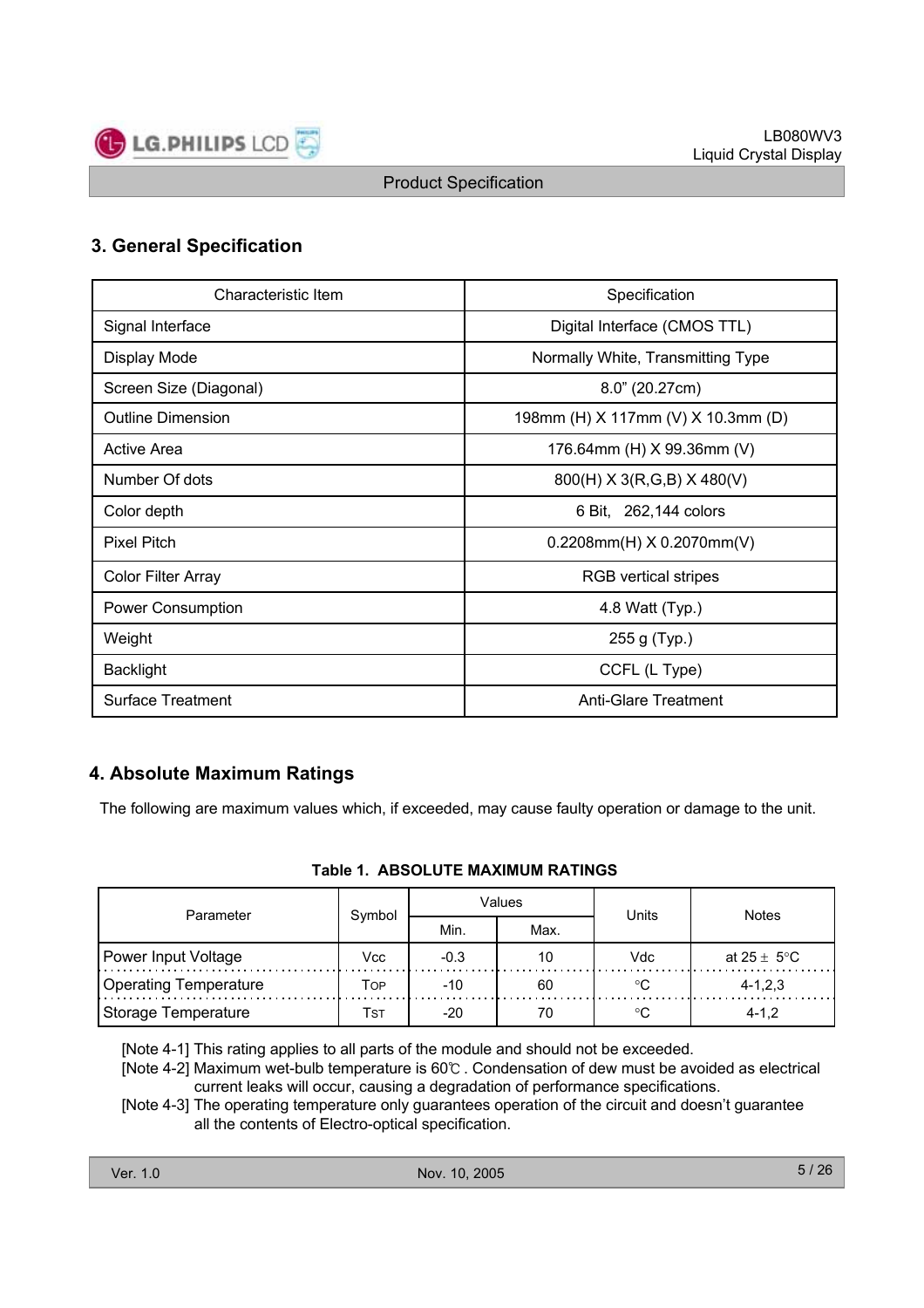## 3. General Specification

| Characteristic Item | Specification |
| --- | --- |
| Signal Interface | Digital Interface (CMOS TTL) |
| Display Mode | Normally White, Transmitting Type |
| Screen Size (Diagonal) | 8.0" (20.27cm) |
| Outline Dimension | 198mm (H) X 117mm (V) X 10.3mm (D) |
| Active Area | 176.64mm (H) X 99.36mm (V) |
| Number Of dots | 800(H) X 3(R,G,B) X 480(V) |
| Color depth | 6 Bit, 262,144 colors |
| Pixel Pitch | 0.2208mm(H) X 0.2070mm(V) |
| Color Filter Array | RGB vertical stripes |
| Power Consumption | 4.8 Watt (Typ.) |
| Weight | 255 g (Typ.) |
| Backlight | CCFL (L Type) |
| Surface Treatment | Anti-Glare Treatment |

## 4. Absolute Maximum Ratings

The following are maximum values which, if exceeded, may cause faulty operation or damage to the unit.

**Table 1. ABSOLUTE MAXIMUM RATINGS**

| Parameter | Symbol | Values | | Units | Notes |
| --- | --- | --- | --- | --- | --- |
| | | Min. | Max. | | |
| Power Input Voltage | Vcc | -0.3 | 10 | Vdc | at 25 ± 5°C |
| Operating Temperature | $T_{OP}$ | -10 | 60 | °C | 4-1,2,3 |
| Storage Temperature | $T_{ST}$ | -20 | 70 | °C | 4-1,2 |

[Note 4-1] This rating applies to all parts of the module and should not be exceeded.
[Note 4-2] Maximum wet-bulb temperature is 60℃ . Condensation of dew must be avoided as electrical current leaks will occur, causing a degradation of performance specifications.
[Note 4-3] The operating temperature only guarantees operation of the circuit and doesn't guarantee all the contents of Electro-optical specification.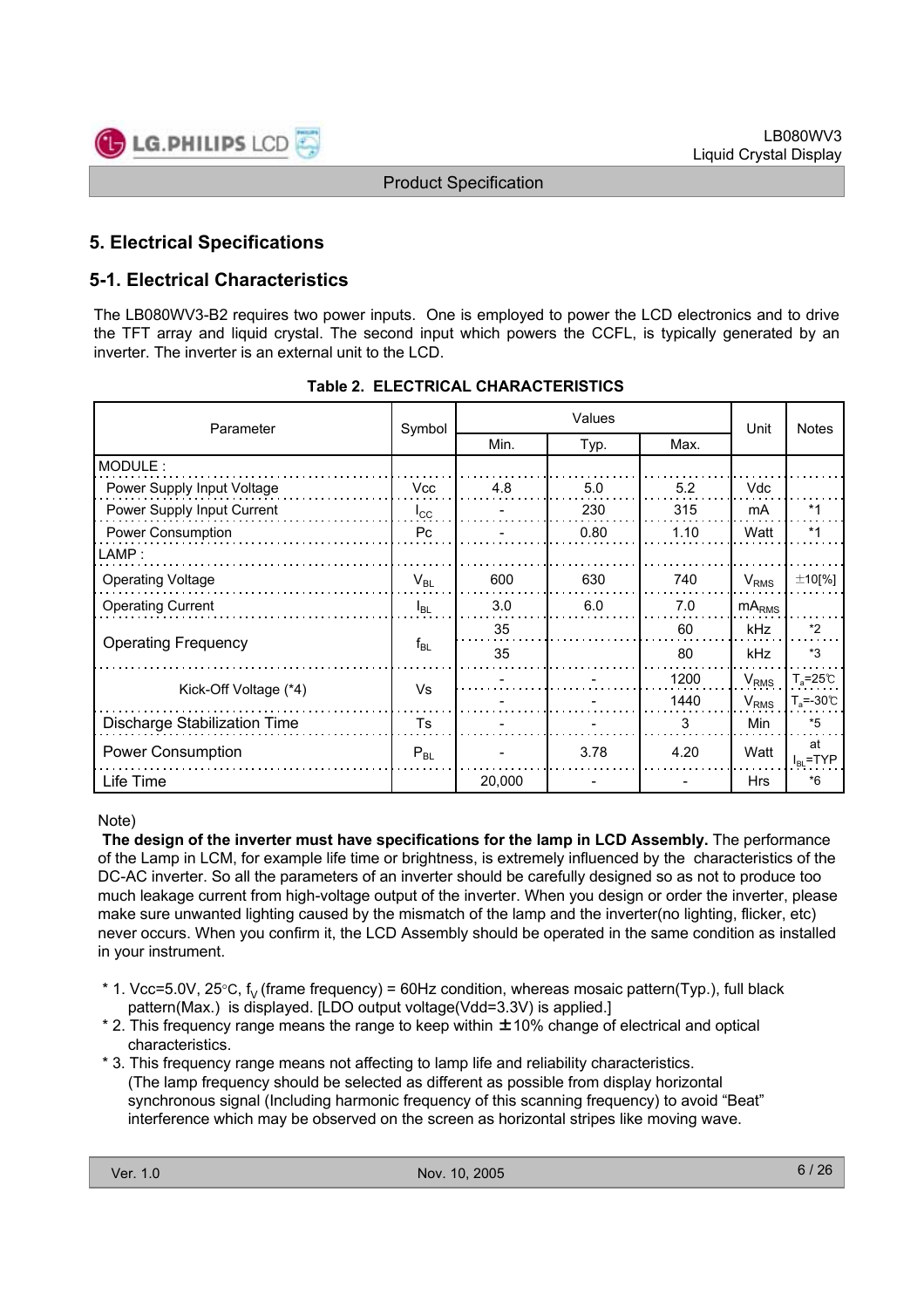# 5. Electrical Specifications

## 5-1. Electrical Characteristics

The LB080WV3-B2 requires two power inputs. One is employed to power the LCD electronics and to drive the TFT array and liquid crystal. The second input which powers the CCFL, is typically generated by an inverter. The inverter is an external unit to the LCD.

**Table 2. ELECTRICAL CHARACTERISTICS**

| Parameter | Symbol | Values | | | Unit | Notes |
|---|---|---|---|---|---|---|
| | | Min. | Typ. | Max. | | |
| MODULE : | | | | | | |
| Power Supply Input Voltage | Vcc | 4.8 | 5.0 | 5.2 | Vdc | |
| Power Supply Input Current | $I_{CC}$ | - | 230 | 315 | mA | *1 |
| Power Consumption | Pc | - | 0.80 | 1.10 | Watt | *1 |
| LAMP : | | | | | | |
| Operating Voltage | $V_{BL}$ | 600 | 630 | 740 | $V_{RMS}$ | ±10[%] |
| Operating Current | $I_{BL}$ | 3.0 | 6.0 | 7.0 | $mA_{RMS}$ | |
| Operating Frequency | $f_{BL}$ | 35 | | 60 | kHz | *2 |
| | | 35 | | 80 | kHz | *3 |
| Kick-Off Voltage (*4) | Vs | - | - | 1200 | $V_{RMS}$ | $T_a$=25℃ |
| | | - | - | 1440 | $V_{RMS}$ | $T_a$=-30℃ |
| Discharge Stabilization Time | Ts | - | - | 3 | Min | *5 |
| Power Consumption | $P_{BL}$ | - | 3.78 | 4.20 | Watt | at $I_{BL}$=TYP |
| Life Time | | 20,000 | - | - | Hrs | *6 |

Note)

**The design of the inverter must have specifications for the lamp in LCD Assembly.** The performance of the Lamp in LCM, for example life time or brightness, is extremely influenced by the characteristics of the DC-AC inverter. So all the parameters of an inverter should be carefully designed so as not to produce too much leakage current from high-voltage output of the inverter. When you design or order the inverter, please make sure unwanted lighting caused by the mismatch of the lamp and the inverter(no lighting, flicker, etc) never occurs. When you confirm it, the LCD Assembly should be operated in the same condition as installed in your instrument.

* 1. Vcc=5.0V, 25°C, $f_V$ (frame frequency) = 60Hz condition, whereas mosaic pattern(Typ.), full black pattern(Max.) is displayed. [LDO output voltage(Vdd=3.3V) is applied.]
* 2. This frequency range means the range to keep within ±10% change of electrical and optical characteristics.
* 3. This frequency range means not affecting to lamp life and reliability characteristics. (The lamp frequency should be selected as different as possible from display horizontal synchronous signal (Including harmonic frequency of this scanning frequency) to avoid "Beat" interference which may be observed on the screen as horizontal stripes like moving wave.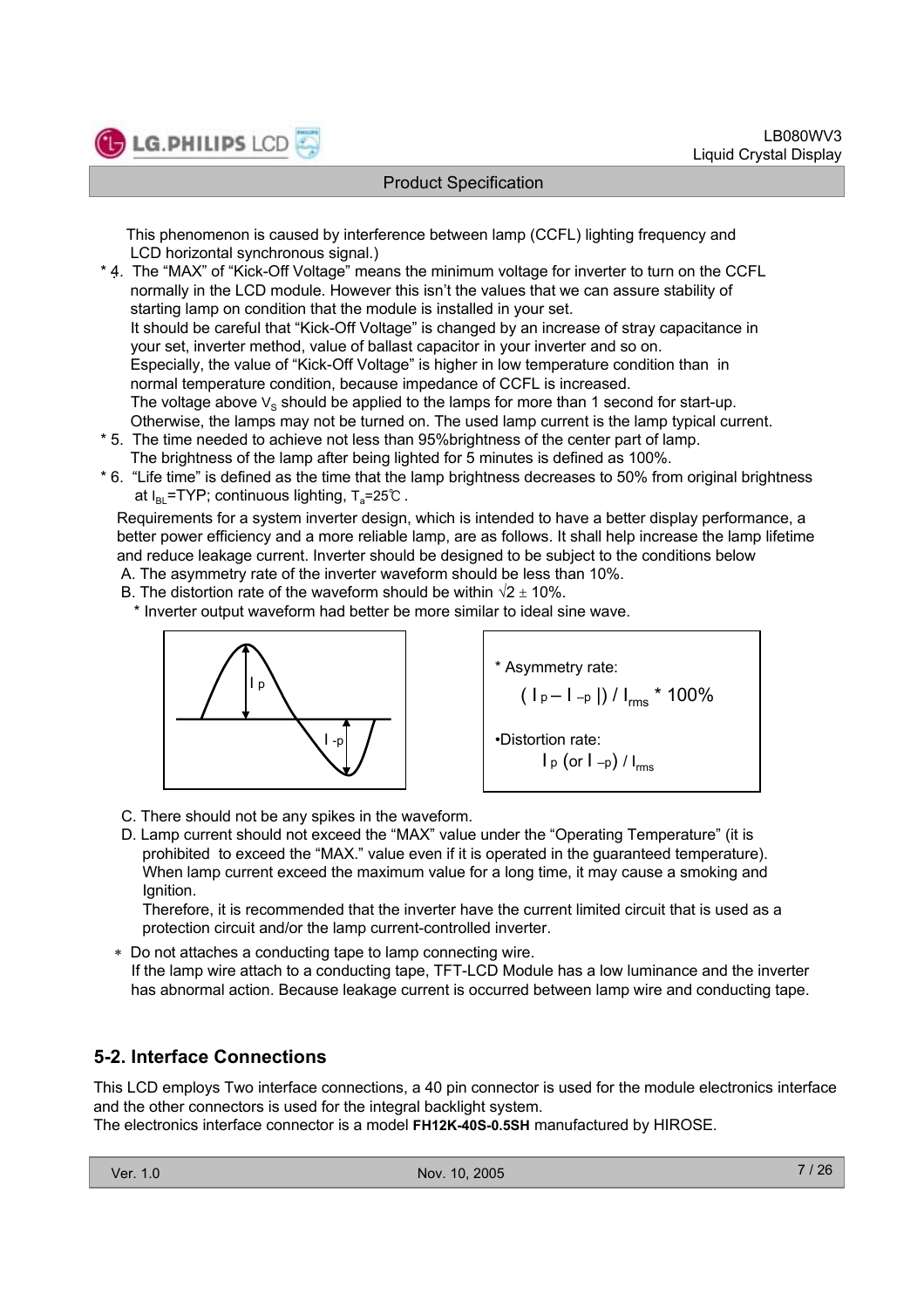This phenomenon is caused by interference between lamp (CCFL) lighting frequency and LCD horizontal synchronous signal.)

* 4. The "MAX" of "Kick-Off Voltage" means the minimum voltage for inverter to turn on the CCFL normally in the LCD module. However this isn't the values that we can assure stability of starting lamp on condition that the module is installed in your set.
  It should be careful that "Kick-Off Voltage" is changed by an increase of stray capacitance in your set, inverter method, value of ballast capacitor in your inverter and so on.
  Especially, the value of "Kick-Off Voltage" is higher in low temperature condition than in normal temperature condition, because impedance of CCFL is increased.
  The voltage above $V_S$ should be applied to the lamps for more than 1 second for start-up. Otherwise, the lamps may not be turned on. The used lamp current is the lamp typical current.
* 5. The time needed to achieve not less than 95%brightness of the center part of lamp.
  The brightness of the lamp after being lighted for 5 minutes is defined as 100%.
* 6. "Life time" is defined as the time that the lamp brightness decreases to 50% from original brightness at $I_{BL}$=TYP; continuous lighting, $T_a$=25℃ .

Requirements for a system inverter design, which is intended to have a better display performance, a better power efficiency and a more reliable lamp, are as follows. It shall help increase the lamp lifetime and reduce leakage current. Inverter should be designed to be subject to the conditions below

A. The asymmetry rate of the inverter waveform should be less than 10%.
B. The distortion rate of the waveform should be within √2 ± 10%.
  * Inverter output waveform had better be more similar to ideal sine wave.

* Asymmetry rate:
  $(I_p - I_{-p}|) / I_{rms} * 100\%$

•Distortion rate:
  $I_p$ (or $I_{-p}$) / $I_{rms}$

C. There should not be any spikes in the waveform.
D. Lamp current should not exceed the "MAX" value under the "Operating Temperature" (it is prohibited to exceed the "MAX." value even if it is operated in the guaranteed temperature). When lamp current exceed the maximum value for a long time, it may cause a smoking and Ignition.
  Therefore, it is recommended that the inverter have the current limited circuit that is used as a protection circuit and/or the lamp current-controlled inverter.

* Do not attaches a conducting tape to lamp connecting wire.
  If the lamp wire attach to a conducting tape, TFT-LCD Module has a low luminance and the inverter has abnormal action. Because leakage current is occurred between lamp wire and conducting tape.

## 5-2. Interface Connections

This LCD employs Two interface connections, a 40 pin connector is used for the module electronics interface and the other connectors is used for the integral backlight system.
The electronics interface connector is a model **FH12K-40S-0.5SH** manufactured by HIROSE.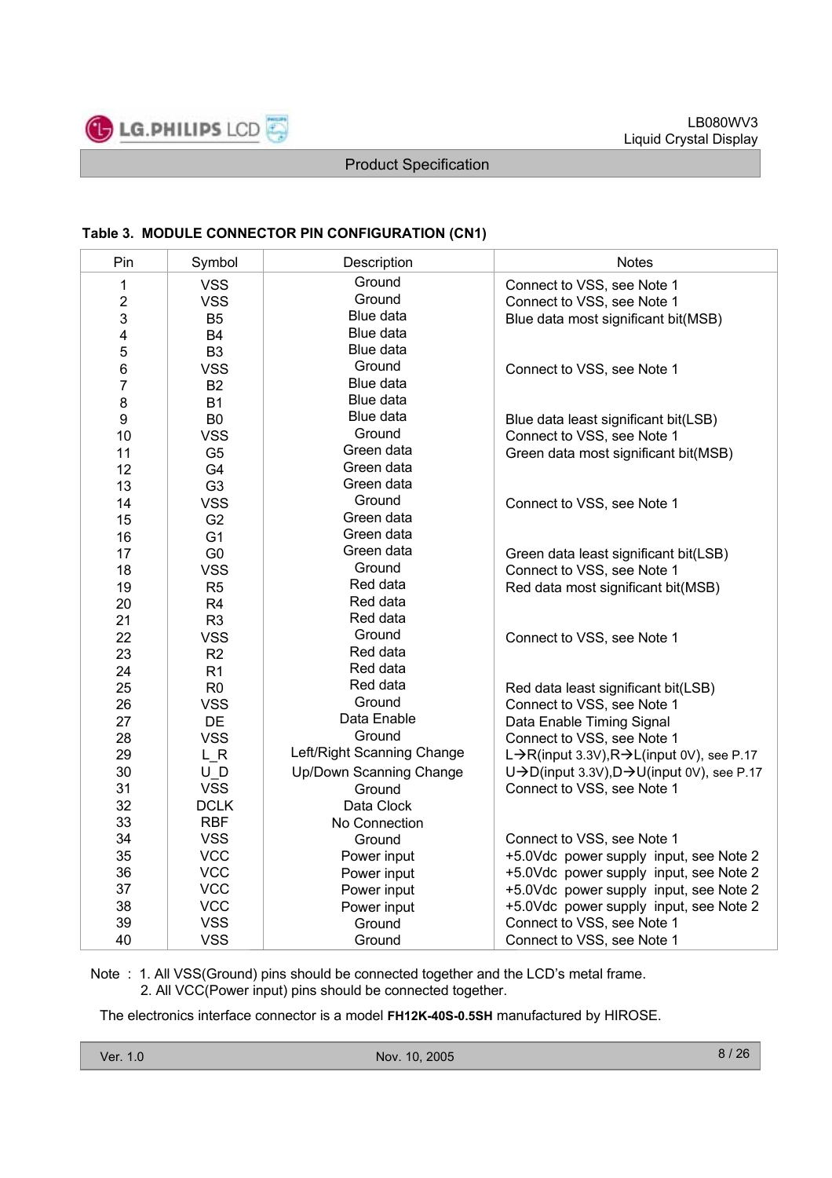**Table 3. MODULE CONNECTOR PIN CONFIGURATION (CN1)**

| Pin | Symbol | Description | Notes |
|---|---|---|---|
| 1 | VSS | Ground | Connect to VSS, see Note 1 |
| 2 | VSS | Ground | Connect to VSS, see Note 1 |
| 3 | B5 | Blue data | Blue data most significant bit(MSB) |
| 4 | B4 | Blue data | |
| 5 | B3 | Blue data | |
| 6 | VSS | Ground | Connect to VSS, see Note 1 |
| 7 | B2 | Blue data | |
| 8 | B1 | Blue data | |
| 9 | B0 | Blue data | Blue data least significant bit(LSB) |
| 10 | VSS | Ground | Connect to VSS, see Note 1 |
| 11 | G5 | Green data | Green data most significant bit(MSB) |
| 12 | G4 | Green data | |
| 13 | G3 | Green data | |
| 14 | VSS | Ground | Connect to VSS, see Note 1 |
| 15 | G2 | Green data | |
| 16 | G1 | Green data | |
| 17 | G0 | Green data | Green data least significant bit(LSB) |
| 18 | VSS | Ground | Connect to VSS, see Note 1 |
| 19 | R5 | Red data | Red data most significant bit(MSB) |
| 20 | R4 | Red data | |
| 21 | R3 | Red data | |
| 22 | VSS | Ground | Connect to VSS, see Note 1 |
| 23 | R2 | Red data | |
| 24 | R1 | Red data | |
| 25 | R0 | Red data | Red data least significant bit(LSB) |
| 26 | VSS | Ground | Connect to VSS, see Note 1 |
| 27 | DE | Data Enable | Data Enable Timing Signal |
| 28 | VSS | Ground | Connect to VSS, see Note 1 |
| 29 | L_R | Left/Right Scanning Change | L→R(input 3.3V),R→L(input 0V), see P.17 |
| 30 | U_D | Up/Down Scanning Change | U→D(input 3.3V),D→U(input 0V), see P.17 |
| 31 | VSS | Ground | Connect to VSS, see Note 1 |
| 32 | DCLK | Data Clock | |
| 33 | RBF | No Connection | |
| 34 | VSS | Ground | Connect to VSS, see Note 1 |
| 35 | VCC | Power input | +5.0Vdc power supply input, see Note 2 |
| 36 | VCC | Power input | +5.0Vdc power supply input, see Note 2 |
| 37 | VCC | Power input | +5.0Vdc power supply input, see Note 2 |
| 38 | VCC | Power input | +5.0Vdc power supply input, see Note 2 |
| 39 | VSS | Ground | Connect to VSS, see Note 1 |
| 40 | VSS | Ground | Connect to VSS, see Note 1 |

Note : 1. All VSS(Ground) pins should be connected together and the LCD's metal frame.
2. All VCC(Power input) pins should be connected together.

The electronics interface connector is a model **FH12K-40S-0.5SH** manufactured by HIROSE.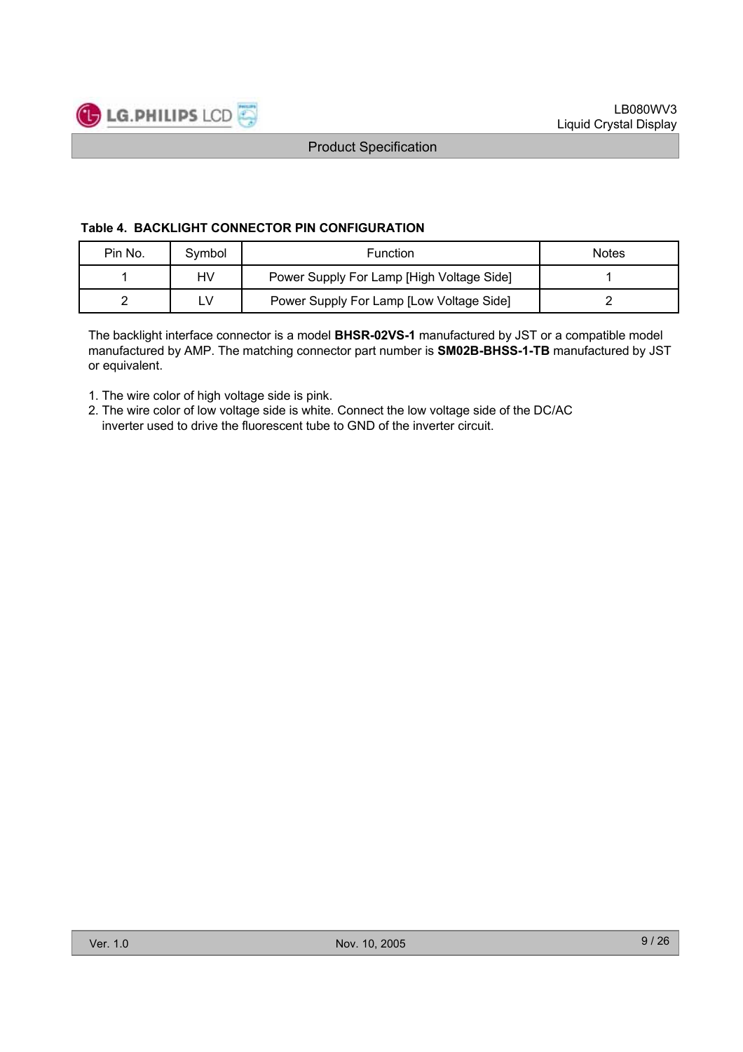**Table 4. BACKLIGHT CONNECTOR PIN CONFIGURATION**

| Pin No. | Symbol | Function | Notes |
|---|---|---|---|
| 1 | HV | Power Supply For Lamp [High Voltage Side] | 1 |
| 2 | LV | Power Supply For Lamp [Low Voltage Side] | 2 |

The backlight interface connector is a model **BHSR-02VS-1** manufactured by JST or a compatible model manufactured by AMP. The matching connector part number is **SM02B-BHSS-1-TB** manufactured by JST or equivalent.

1. The wire color of high voltage side is pink.
2. The wire color of low voltage side is white. Connect the low voltage side of the DC/AC inverter used to drive the fluorescent tube to GND of the inverter circuit.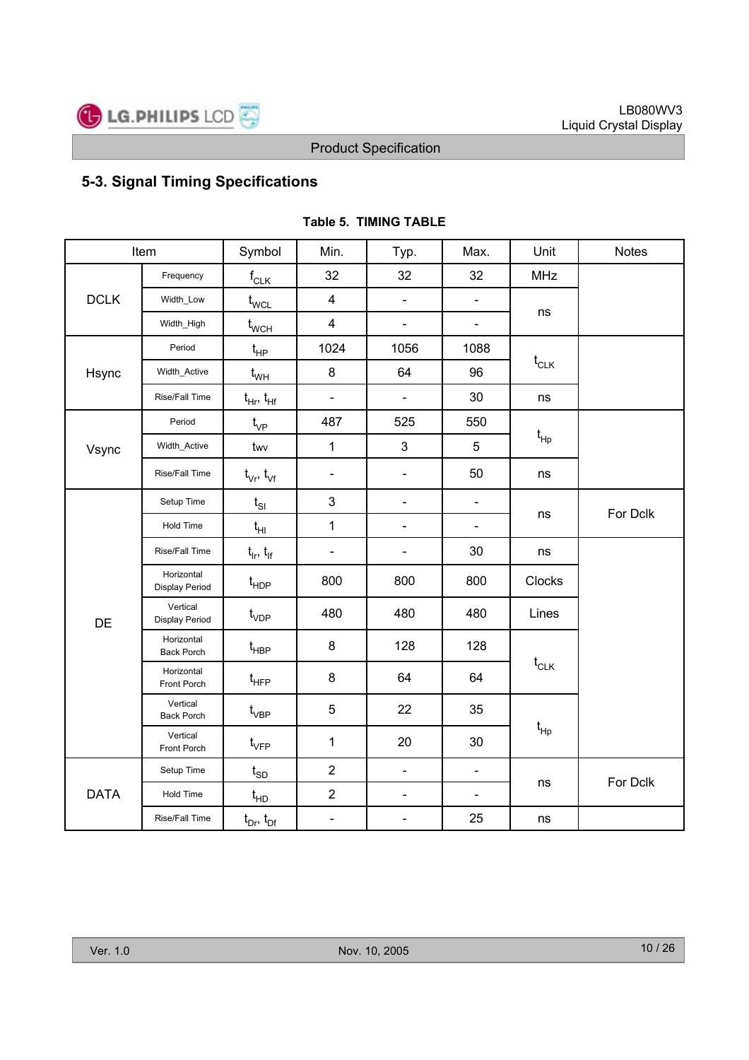## 5-3. Signal Timing Specifications

**Table 5. TIMING TABLE**

| Item | | Symbol | Min. | Typ. | Max. | Unit | Notes |
|---|---|---|---|---|---|---|---|
| DCLK | Frequency | $f_{CLK}$ | 32 | 32 | 32 | MHz | |
| | Width_Low | $t_{WCL}$ | 4 | - | - | ns | |
| | Width_High | $t_{WCH}$ | 4 | - | - | | |
| Hsync | Period | $t_{HP}$ | 1024 | 1056 | 1088 | $t_{CLK}$ | |
| | Width_Active | $t_{WH}$ | 8 | 64 | 96 | | |
| | Rise/Fall Time | $t_{Hr}$, $t_{Hf}$ | - | - | 30 | ns | |
| Vsync | Period | $t_{VP}$ | 487 | 525 | 550 | $t_{Hp}$ | |
| | Width_Active | $t_{WV}$ | 1 | 3 | 5 | | |
| | Rise/Fall Time | $t_{Vr}$, $t_{Vf}$ | - | - | 50 | ns | |
| DE | Setup Time | $t_{SI}$ | 3 | - | - | ns | For Dclk |
| | Hold Time | $t_{HI}$ | 1 | - | - | | |
| | Rise/Fall Time | $t_{Ir}$, $t_{If}$ | - | - | 30 | ns | |
| | Horizontal Display Period | $t_{HDP}$ | 800 | 800 | 800 | Clocks | |
| | Vertical Display Period | $t_{VDP}$ | 480 | 480 | 480 | Lines | |
| | Horizontal Back Porch | $t_{HBP}$ | 8 | 128 | 128 | $t_{CLK}$ | |
| | Horizontal Front Porch | $t_{HFP}$ | 8 | 64 | 64 | | |
| | Vertical Back Porch | $t_{VBP}$ | 5 | 22 | 35 | $t_{Hp}$ | |
| | Vertical Front Porch | $t_{VFP}$ | 1 | 20 | 30 | | |
| DATA | Setup Time | $t_{SD}$ | 2 | - | - | ns | For Dclk |
| | Hold Time | $t_{HD}$ | 2 | - | - | | |
| | Rise/Fall Time | $t_{Dr}$, $t_{Df}$ | - | - | 25 | ns | |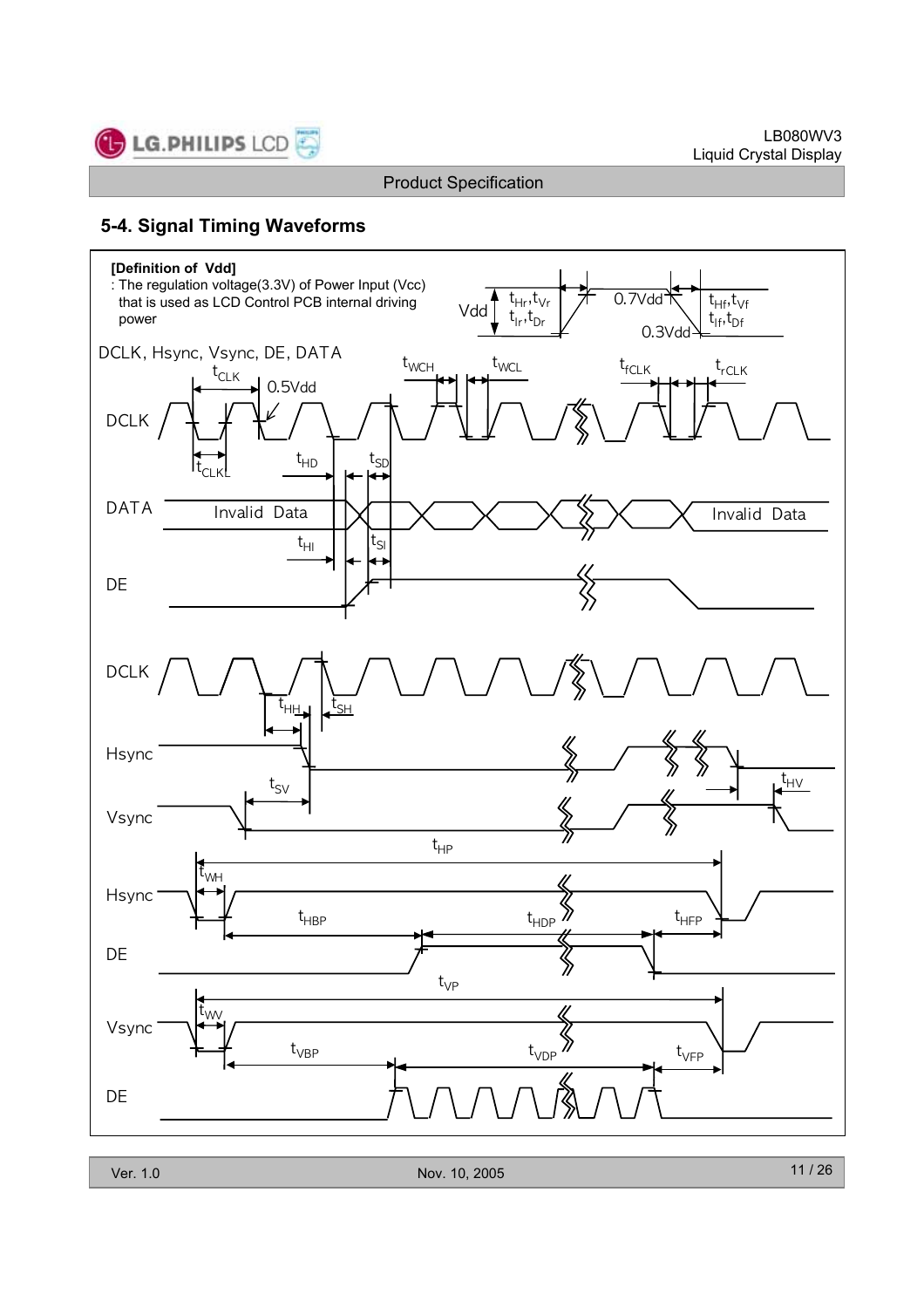## 5-4. Signal Timing Waveforms

**[Definition of Vdd]**

: The regulation voltage(3.3V) of Power Input (Vcc) that is used as LCD Control PCB internal driving power

Vdd $t_{Hr}, t_{Vr}$ $t_{Ir}, t_{Dr}$ 0.7Vdd 0.3Vdd $t_{Hf}, t_{Vf}$ $t_{If}, t_{Df}$

DCLK, Hsync, Vsync, DE, DATA

$t_{CLK}$ 0.5Vdd $t_{WCH}$ $t_{WCL}$ $t_{fCLK}$ $t_{rCLK}$

DCLK

$t_{CLKL}$ $t_{HD}$ $t_{SD}$

DATA Invalid Data Invalid Data

$t_{HI}$ $t_{SI}$

DE

DCLK

$t_{HH}$ $t_{SH}$

Hsync

$t_{SV}$ $t_{HV}$

Vsync

$t_{HP}$

$t_{WH}$

Hsync

$t_{HBP}$ $t_{HDP}$ $t_{HFP}$

DE

$t_{VP}$

$t_{WV}$

Vsync

$t_{VBP}$ $t_{VDP}$ $t_{VFP}$

DE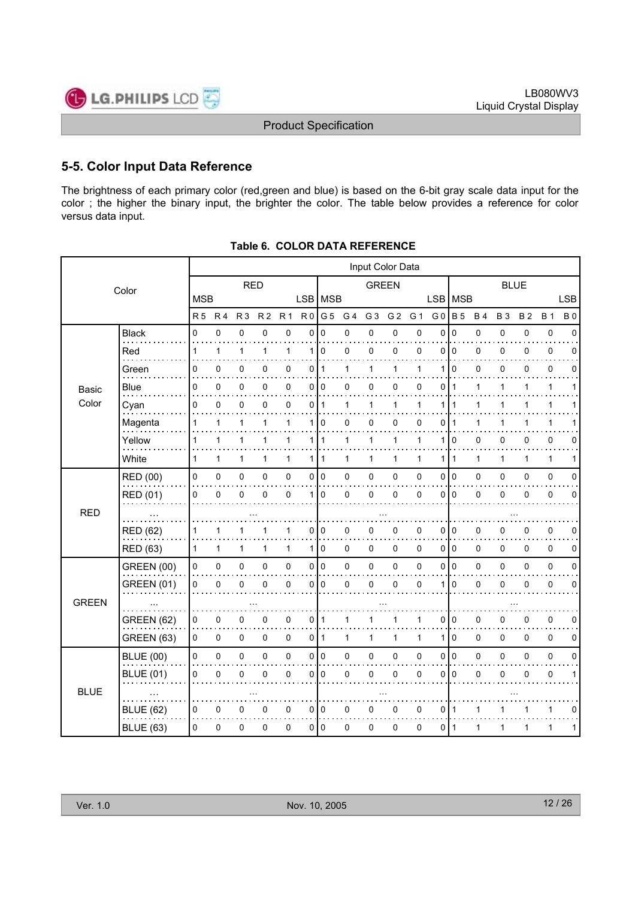## 5-5. Color Input Data Reference

The brightness of each primary color (red,green and blue) is based on the 6-bit gray scale data input for the color ; the higher the binary input, the brighter the color. The table below provides a reference for color versus data input.

**Table 6. COLOR DATA REFERENCE**

| Color | | Input Color Data | | | | | | | | | | | | | | | | | |
|---|---|---|---|---|---|---|---|---|---|---|---|---|---|---|---|---|---|---|---|
| | | RED | | | | | | GREEN | | | | | | BLUE | | | | | |
| | | MSB | | | | | LSB | MSB | | | | | LSB | MSB | | | | | LSB |
| | | R 5 | R 4 | R 3 | R 2 | R 1 | R 0 | G 5 | G 4 | G 3 | G 2 | G 1 | G 0 | B 5 | B 4 | B 3 | B 2 | B 1 | B 0 |
| Basic Color | Black | 0 | 0 | 0 | 0 | 0 | 0 | 0 | 0 | 0 | 0 | 0 | 0 | 0 | 0 | 0 | 0 | 0 | 0 |
| | Red | 1 | 1 | 1 | 1 | 1 | 1 | 0 | 0 | 0 | 0 | 0 | 0 | 0 | 0 | 0 | 0 | 0 | 0 |
| | Green | 0 | 0 | 0 | 0 | 0 | 0 | 1 | 1 | 1 | 1 | 1 | 1 | 0 | 0 | 0 | 0 | 0 | 0 |
| | Blue | 0 | 0 | 0 | 0 | 0 | 0 | 0 | 0 | 0 | 0 | 0 | 0 | 1 | 1 | 1 | 1 | 1 | 1 |
| | Cyan | 0 | 0 | 0 | 0 | 0 | 0 | 1 | 1 | 1 | 1 | 1 | 1 | 1 | 1 | 1 | 1 | 1 | 1 |
| | Magenta | 1 | 1 | 1 | 1 | 1 | 1 | 0 | 0 | 0 | 0 | 0 | 0 | 1 | 1 | 1 | 1 | 1 | 1 |
| | Yellow | 1 | 1 | 1 | 1 | 1 | 1 | 1 | 1 | 1 | 1 | 1 | 1 | 0 | 0 | 0 | 0 | 0 | 0 |
| | White | 1 | 1 | 1 | 1 | 1 | 1 | 1 | 1 | 1 | 1 | 1 | 1 | 1 | 1 | 1 | 1 | 1 | 1 |
| RED | RED (00) | 0 | 0 | 0 | 0 | 0 | 0 | 0 | 0 | 0 | 0 | 0 | 0 | 0 | 0 | 0 | 0 | 0 | 0 |
| | RED (01) | 0 | 0 | 0 | 0 | 0 | 1 | 0 | 0 | 0 | 0 | 0 | 0 | 0 | 0 | 0 | 0 | 0 | 0 |
| | ... | ... | | | | | | ... | | | | | | ... | | | | | |
| | RED (62) | 1 | 1 | 1 | 1 | 1 | 0 | 0 | 0 | 0 | 0 | 0 | 0 | 0 | 0 | 0 | 0 | 0 | 0 |
| | RED (63) | 1 | 1 | 1 | 1 | 1 | 1 | 0 | 0 | 0 | 0 | 0 | 0 | 0 | 0 | 0 | 0 | 0 | 0 |
| GREEN | GREEN (00) | 0 | 0 | 0 | 0 | 0 | 0 | 0 | 0 | 0 | 0 | 0 | 0 | 0 | 0 | 0 | 0 | 0 | 0 |
| | GREEN (01) | 0 | 0 | 0 | 0 | 0 | 0 | 0 | 0 | 0 | 0 | 0 | 1 | 0 | 0 | 0 | 0 | 0 | 0 |
| | ... | ... | | | | | | ... | | | | | | ... | | | | | |
| | GREEN (62) | 0 | 0 | 0 | 0 | 0 | 0 | 1 | 1 | 1 | 1 | 1 | 0 | 0 | 0 | 0 | 0 | 0 | 0 |
| | GREEN (63) | 0 | 0 | 0 | 0 | 0 | 0 | 1 | 1 | 1 | 1 | 1 | 1 | 0 | 0 | 0 | 0 | 0 | 0 |
| BLUE | BLUE (00) | 0 | 0 | 0 | 0 | 0 | 0 | 0 | 0 | 0 | 0 | 0 | 0 | 0 | 0 | 0 | 0 | 0 | 0 |
| | BLUE (01) | 0 | 0 | 0 | 0 | 0 | 0 | 0 | 0 | 0 | 0 | 0 | 0 | 0 | 0 | 0 | 0 | 0 | 1 |
| | ... | ... | | | | | | ... | | | | | | ... | | | | | |
| | BLUE (62) | 0 | 0 | 0 | 0 | 0 | 0 | 0 | 0 | 0 | 0 | 0 | 0 | 1 | 1 | 1 | 1 | 1 | 0 |
| | BLUE (63) | 0 | 0 | 0 | 0 | 0 | 0 | 0 | 0 | 0 | 0 | 0 | 0 | 1 | 1 | 1 | 1 | 1 | 1 |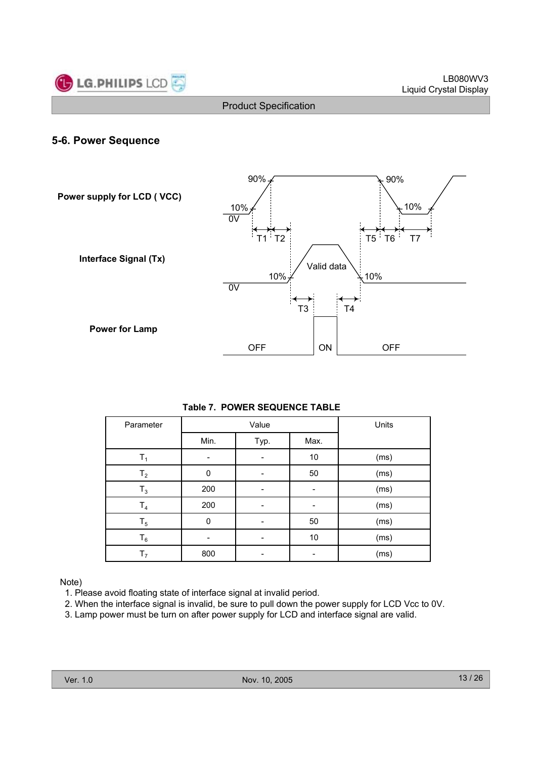## 5-6. Power Sequence

Power supply for LCD ( VCC)

Interface Signal (Tx)

Power for Lamp

**Table 7. POWER SEQUENCE TABLE**

| Parameter | Value | | | Units |
|---|---|---|---|---|
| | Min. | Typ. | Max. | |
| $T_1$ | - | - | 10 | (ms) |
| $T_2$ | 0 | - | 50 | (ms) |
| $T_3$ | 200 | - | - | (ms) |
| $T_4$ | 200 | - | - | (ms) |
| $T_5$ | 0 | - | 50 | (ms) |
| $T_6$ | - | - | 10 | (ms) |
| $T_7$ | 800 | - | - | (ms) |

Note)
1. Please avoid floating state of interface signal at invalid period.
2. When the interface signal is invalid, be sure to pull down the power supply for LCD Vcc to 0V.
3. Lamp power must be turn on after power supply for LCD and interface signal are valid.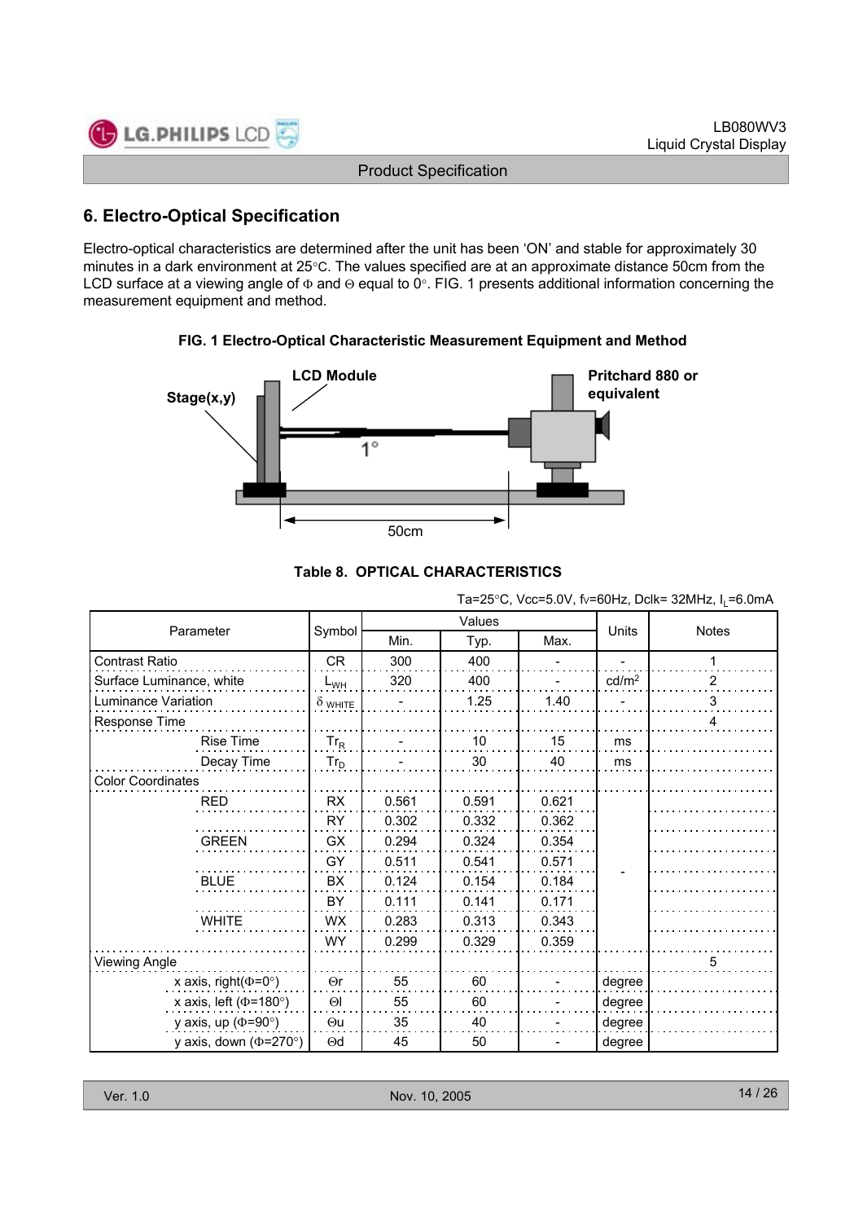## 6. Electro-Optical Specification

Electro-optical characteristics are determined after the unit has been 'ON' and stable for approximately 30 minutes in a dark environment at 25°C. The values specified are at an approximate distance 50cm from the LCD surface at a viewing angle of Φ and Θ equal to 0°. FIG. 1 presents additional information concerning the measurement equipment and method.

**FIG. 1 Electro-Optical Characteristic Measurement Equipment and Method**

LCD Module

Stage(x,y)

Pritchard 880 or equivalent

1°

50cm

**Table 8. OPTICAL CHARACTERISTICS**

Ta=25°C, Vcc=5.0V, fv=60Hz, Dclk= 32MHz, $I_L$=6.0mA

| Parameter | | Symbol | Values | | | Units | Notes |
|---|---|---|---|---|---|---|---|
| | | | Min. | Typ. | Max. | | |
| Contrast Ratio | | CR | 300 | 400 | - | - | 1 |
| Surface Luminance, white | | $L_{WH}$ | 320 | 400 | - | cd/m$^2$ | 2 |
| Luminance Variation | | $\delta_{WHITE}$ | - | 1.25 | 1.40 | - | 3 |
| Response Time | | | | | | | 4 |
| | Rise Time | $Tr_R$ | - | 10 | 15 | ms | |
| | Decay Time | $Tr_D$ | - | 30 | 40 | ms | |
| Color Coordinates | | | | | | | |
| | RED | RX | 0.561 | 0.591 | 0.621 | - | |
| | | RY | 0.302 | 0.332 | 0.362 | | |
| | GREEN | GX | 0.294 | 0.324 | 0.354 | | |
| | | GY | 0.511 | 0.541 | 0.571 | | |
| | BLUE | BX | 0.124 | 0.154 | 0.184 | | |
| | | BY | 0.111 | 0.141 | 0.171 | | |
| | WHITE | WX | 0.283 | 0.313 | 0.343 | | |
| | | WY | 0.299 | 0.329 | 0.359 | | |
| Viewing Angle | | | | | | | 5 |
| | x axis, right(Φ=0°) | Θr | 55 | 60 | - | degree | |
| | x axis, left (Φ=180°) | Θl | 55 | 60 | - | degree | |
| | y axis, up (Φ=90°) | Θu | 35 | 40 | - | degree | |
| | y axis, down (Φ=270°) | Θd | 45 | 50 | - | degree | |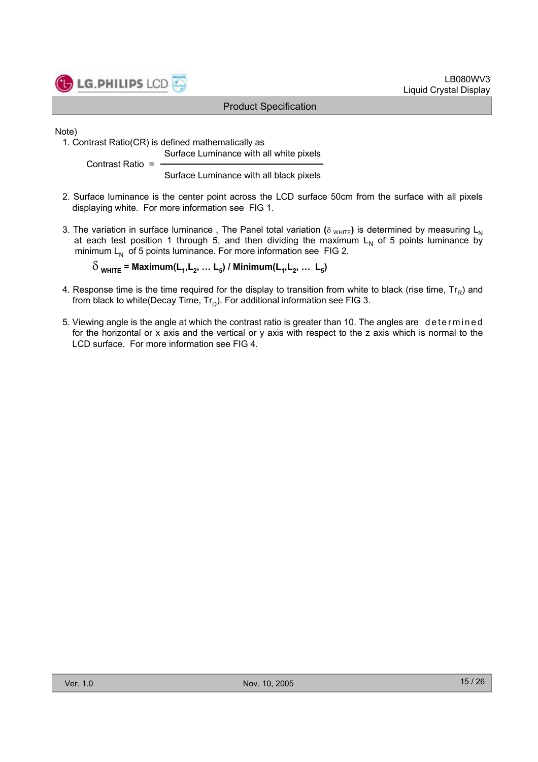Note)

1. Contrast Ratio(CR) is defined mathematically as

$$\text{Contrast Ratio} = \frac{\text{Surface Luminance with all white pixels}}{\text{Surface Luminance with all black pixels}}$$

2. Surface luminance is the center point across the LCD surface 50cm from the surface with all pixels displaying white. For more information see FIG 1.

3. The variation in surface luminance , The Panel total variation **(**$\delta_{WHITE}$**)** is determined by measuring $L_N$ at each test position 1 through 5, and then dividing the maximum $L_N$ of 5 points luminance by minimum $L_N$ of 5 points luminance. For more information see FIG 2.

$$\delta_{WHITE} = \text{Maximum}(L_1, L_2, \ldots L_5) / \text{Minimum}(L_1, L_2, \ldots L_5)$$

4. Response time is the time required for the display to transition from white to black (rise time, $Tr_R$) and from black to white(Decay Time, $Tr_D$). For additional information see FIG 3.

5. Viewing angle is the angle at which the contrast ratio is greater than 10. The angles are determined for the horizontal or x axis and the vertical or y axis with respect to the z axis which is normal to the LCD surface. For more information see FIG 4.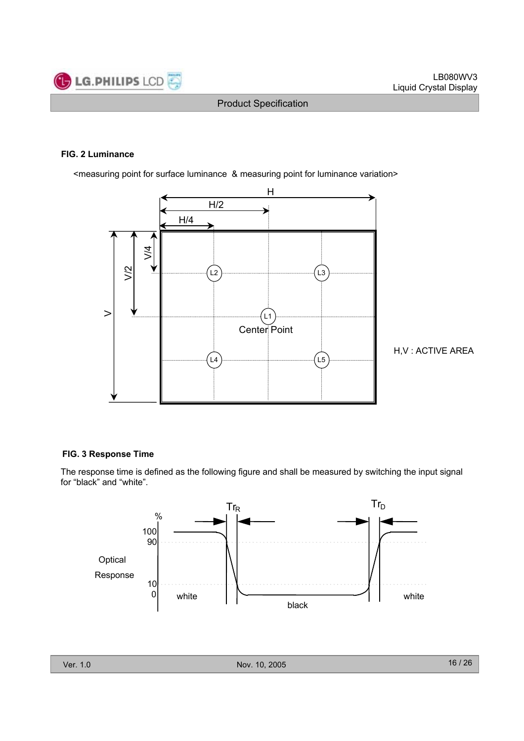**FIG. 2 Luminance**

<measuring point for surface luminance & measuring point for luminance variation>

H,V : ACTIVE AREA

**FIG. 3 Response Time**

The response time is defined as the following figure and shall be measured by switching the input signal for “black” and “white”.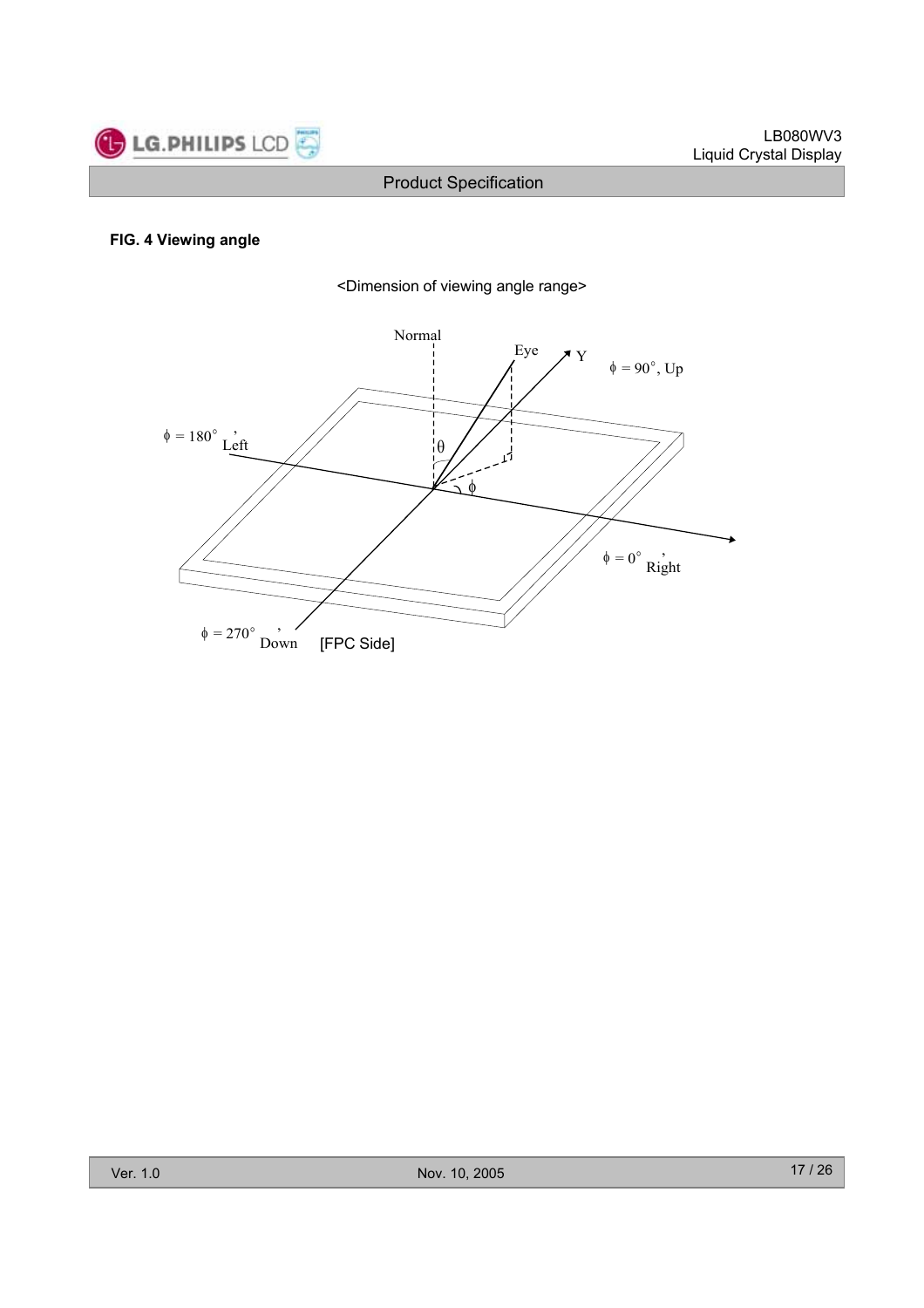**FIG. 4 Viewing angle**

<Dimension of viewing angle range>

Normal

Eye

Y

$\phi$ = 90°, Up

$\phi$ = 180°, Left

$\theta$

$\phi$

$\phi$ = 0°, Right

$\phi$ = 270°, Down

[FPC Side]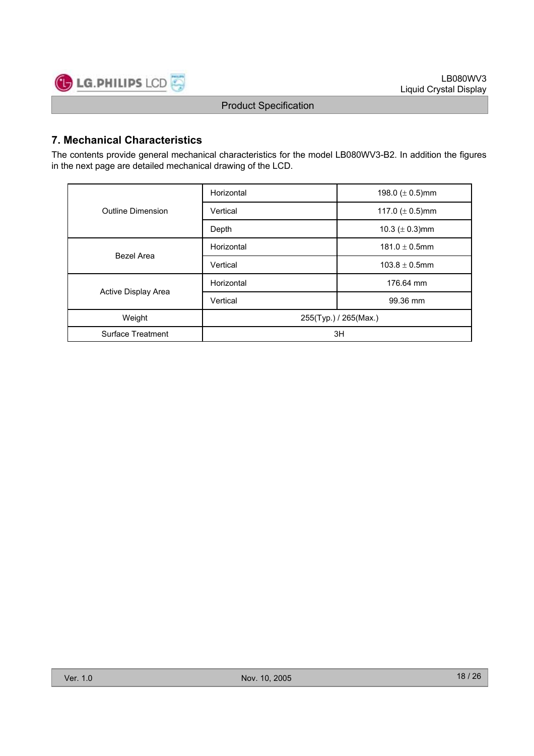## 7. Mechanical Characteristics

The contents provide general mechanical characteristics for the model LB080WV3-B2. In addition the figures in the next page are detailed mechanical drawing of the LCD.

| | | |
|---|---|---|
| Outline Dimension | Horizontal | 198.0 (± 0.5)mm |
| | Vertical | 117.0 (± 0.5)mm |
| | Depth | 10.3 (± 0.3)mm |
| Bezel Area | Horizontal | 181.0 ± 0.5mm |
| | Vertical | 103.8 ± 0.5mm |
| Active Display Area | Horizontal | 176.64 mm |
| | Vertical | 99.36 mm |
| Weight | 255(Typ.) / 265(Max.) | |
| Surface Treatment | 3H | |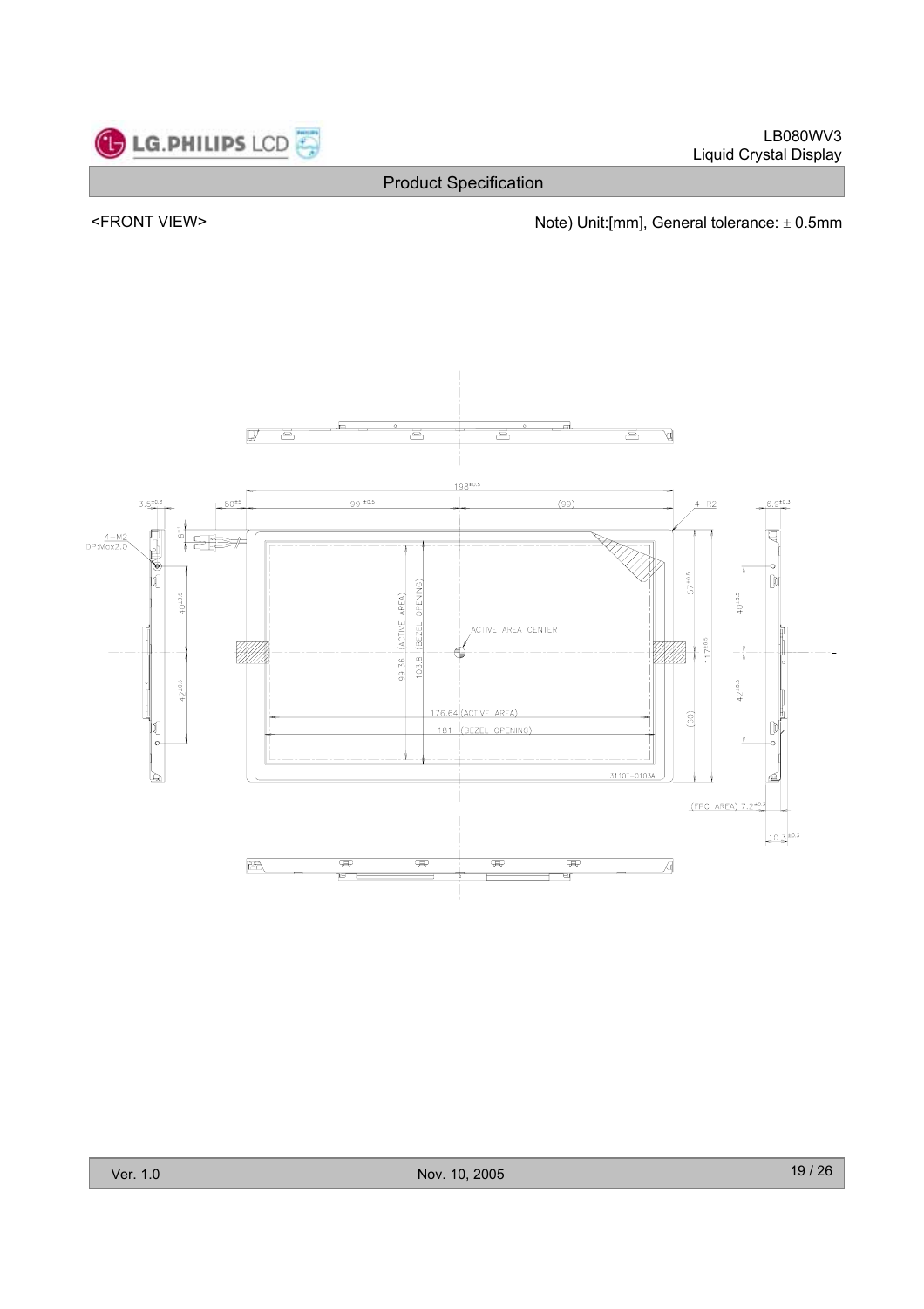## Product Specification

<FRONT VIEW>

Note) Unit:[mm], General tolerance: ± 0.5mm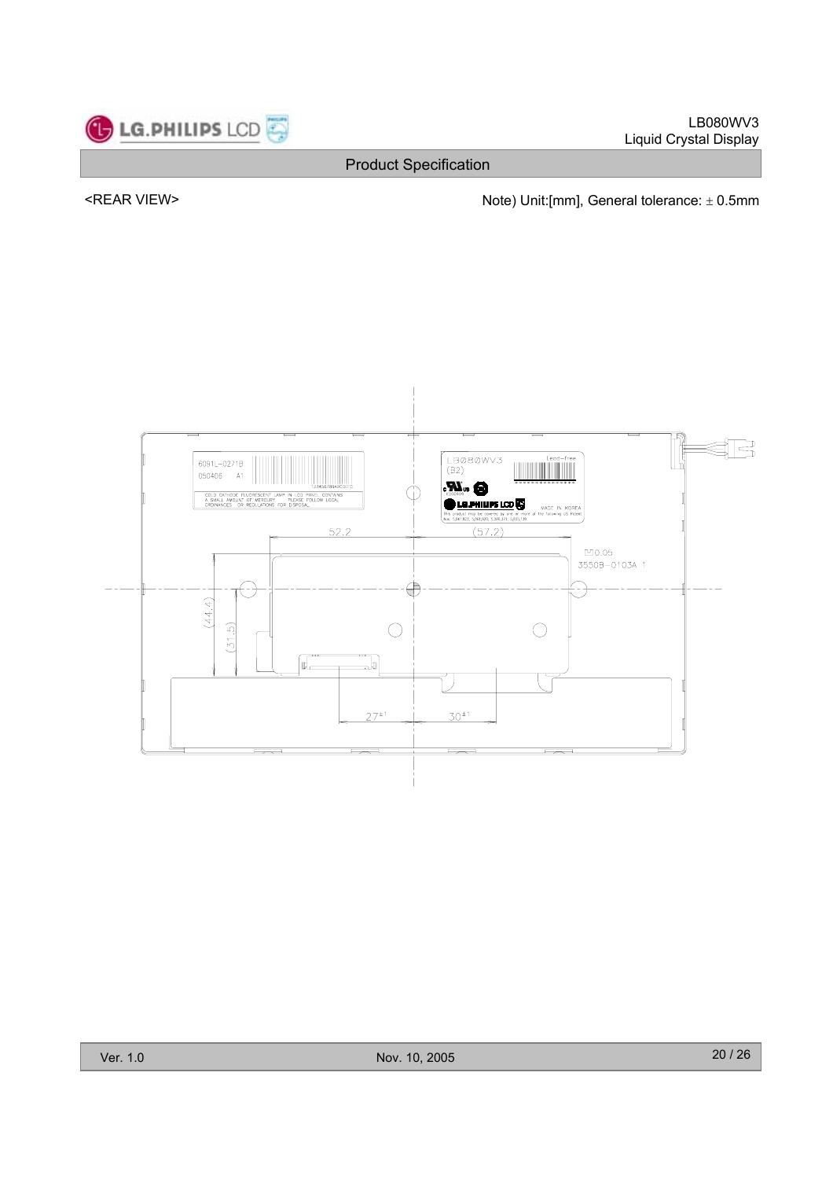<REAR VIEW>

Note) Unit:[mm], General tolerance: ± 0.5mm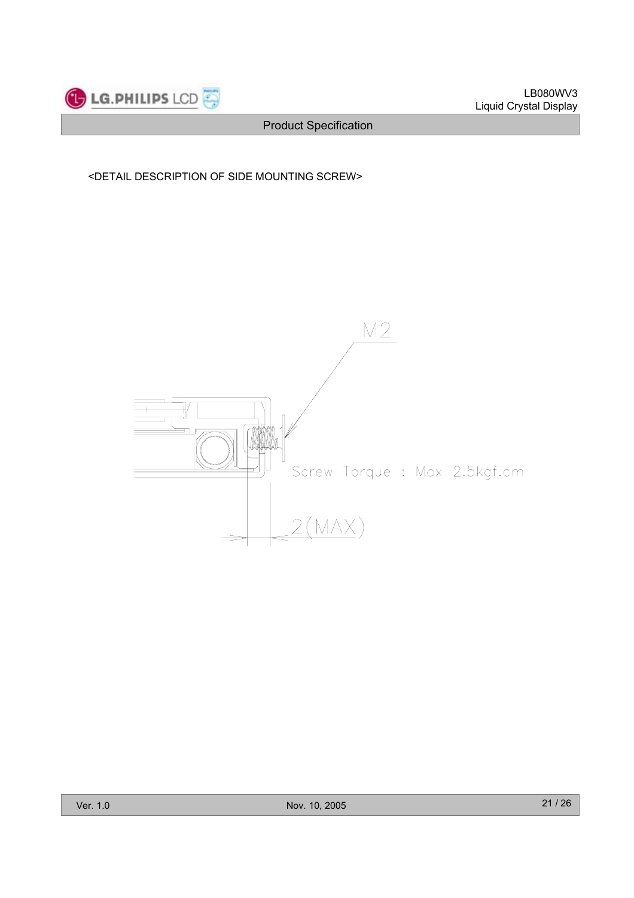<DETAIL DESCRIPTION OF SIDE MOUNTING SCREW>

M2

Screw Torque : Max 2.5kgf.cm

2(MAX)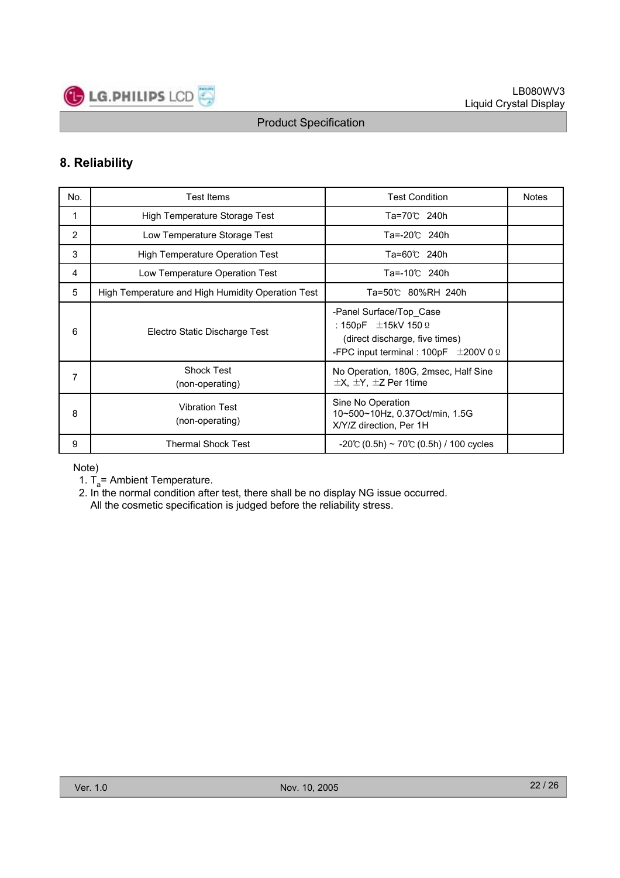## 8. Reliability

| No. | Test Items | Test Condition | Notes |
|---|---|---|---|
| 1 | High Temperature Storage Test | Ta=70℃ 240h | |
| 2 | Low Temperature Storage Test | Ta=-20℃ 240h | |
| 3 | High Temperature Operation Test | Ta=60℃ 240h | |
| 4 | Low Temperature Operation Test | Ta=-10℃ 240h | |
| 5 | High Temperature and High Humidity Operation Test | Ta=50℃ 80%RH 240h | |
| 6 | Electro Static Discharge Test | -Panel Surface/Top_Case<br>: 150pF ±15kV 150Ω<br>(direct discharge, five times)<br>-FPC input terminal : 100pF ±200V 0Ω | |
| 7 | Shock Test<br>(non-operating) | No Operation, 180G, 2msec, Half Sine<br>±X, ±Y, ±Z Per 1time | |
| 8 | Vibration Test<br>(non-operating) | Sine No Operation<br>10~500~10Hz, 0.37Oct/min, 1.5G<br>X/Y/Z direction, Per 1H | |
| 9 | Thermal Shock Test | -20℃ (0.5h) ~ 70℃ (0.5h) / 100 cycles | |

Note)

1. $T_a$= Ambient Temperature.
2. In the normal condition after test, there shall be no display NG issue occurred.
   All the cosmetic specification is judged before the reliability stress.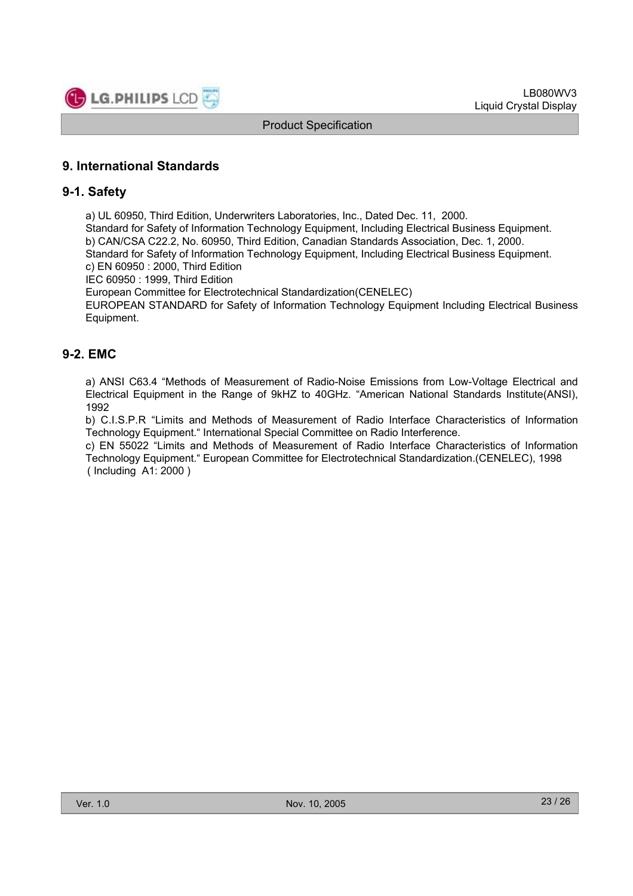# 9. International Standards

## 9-1. Safety

a) UL 60950, Third Edition, Underwriters Laboratories, Inc., Dated Dec. 11, 2000.
Standard for Safety of Information Technology Equipment, Including Electrical Business Equipment.
b) CAN/CSA C22.2, No. 60950, Third Edition, Canadian Standards Association, Dec. 1, 2000.
Standard for Safety of Information Technology Equipment, Including Electrical Business Equipment.
c) EN 60950 : 2000, Third Edition
IEC 60950 : 1999, Third Edition
European Committee for Electrotechnical Standardization(CENELEC)
EUROPEAN STANDARD for Safety of Information Technology Equipment Including Electrical Business Equipment.

## 9-2. EMC

a) ANSI C63.4 "Methods of Measurement of Radio-Noise Emissions from Low-Voltage Electrical and Electrical Equipment in the Range of 9kHZ to 40GHz. "American National Standards Institute(ANSI), 1992
b) C.I.S.P.R "Limits and Methods of Measurement of Radio Interface Characteristics of Information Technology Equipment." International Special Committee on Radio Interference.
c) EN 55022 "Limits and Methods of Measurement of Radio Interface Characteristics of Information Technology Equipment." European Committee for Electrotechnical Standardization.(CENELEC), 1998 ( Including A1: 2000 )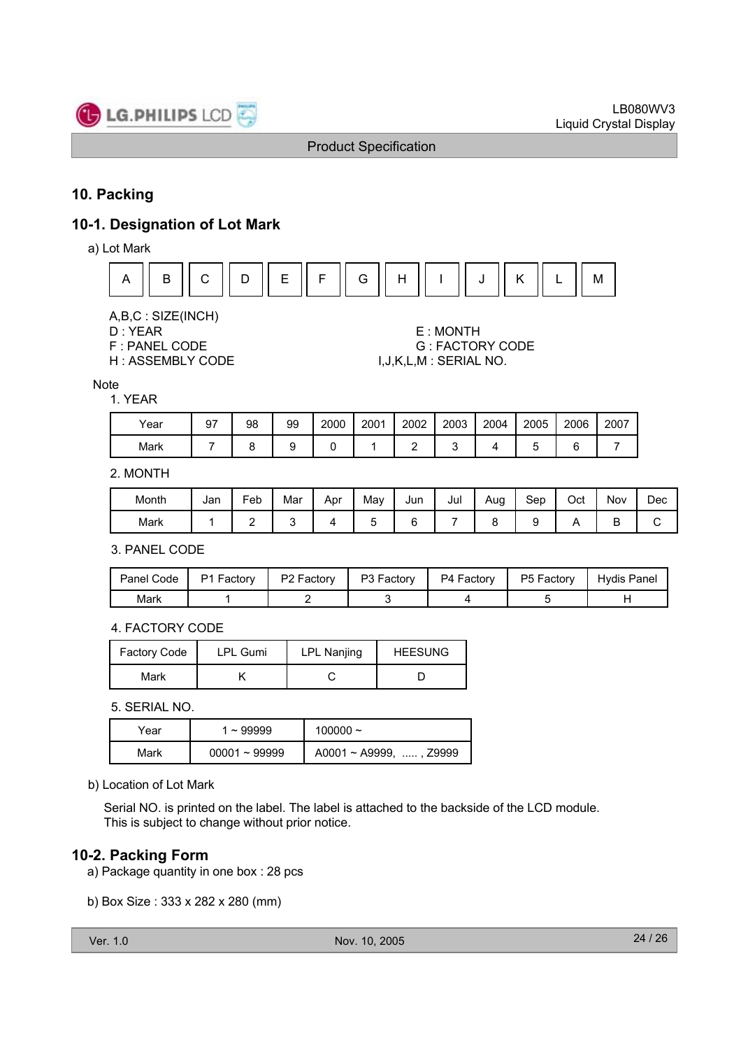## 10. Packing

### 10-1. Designation of Lot Mark

a) Lot Mark

| A | B | C | D | E | F | G | H | I | J | K | L | M |
|---|---|---|---|---|---|---|---|---|---|---|---|---|

A,B,C : SIZE(INCH)
D : YEAR
E : MONTH
F : PANEL CODE
G : FACTORY CODE
H : ASSEMBLY CODE
I,J,K,L,M : SERIAL NO.

Note

1. YEAR

| Year | 97 | 98 | 99 | 2000 | 2001 | 2002 | 2003 | 2004 | 2005 | 2006 | 2007 |
|---|---|---|---|---|---|---|---|---|---|---|---|
| Mark | 7 | 8 | 9 | 0 | 1 | 2 | 3 | 4 | 5 | 6 | 7 |

2. MONTH

| Month | Jan | Feb | Mar | Apr | May | Jun | Jul | Aug | Sep | Oct | Nov | Dec |
|---|---|---|---|---|---|---|---|---|---|---|---|---|
| Mark | 1 | 2 | 3 | 4 | 5 | 6 | 7 | 8 | 9 | A | B | C |

3. PANEL CODE

| Panel Code | P1 Factory | P2 Factory | P3 Factory | P4 Factory | P5 Factory | Hydis Panel |
|---|---|---|---|---|---|---|
| Mark | 1 | 2 | 3 | 4 | 5 | H |

4. FACTORY CODE

| Factory Code | LPL Gumi | LPL Nanjing | HEESUNG |
|---|---|---|---|
| Mark | K | C | D |

5. SERIAL NO.

| Year | 1 ~ 99999 | 100000 ~ |
|---|---|---|
| Mark | 00001 ~ 99999 | A0001 ~ A9999, ..... , Z9999 |

b) Location of Lot Mark

Serial NO. is printed on the label. The label is attached to the backside of the LCD module.
This is subject to change without prior notice.

### 10-2. Packing Form

a) Package quantity in one box : 28 pcs

b) Box Size : 333 x 282 x 280 (mm)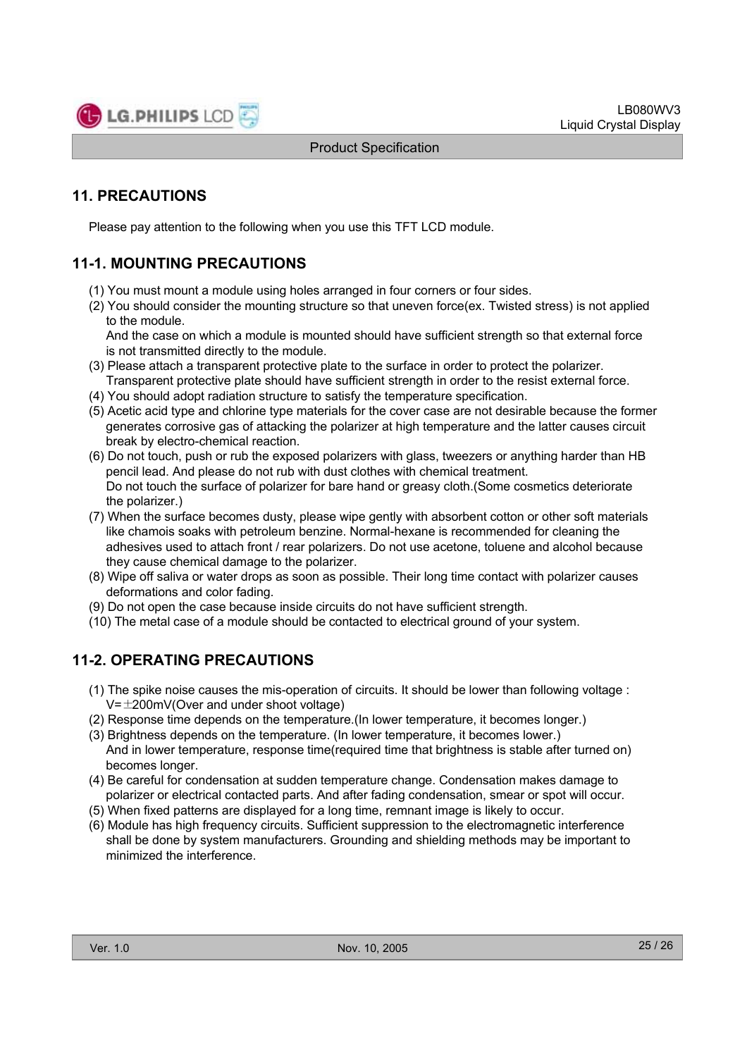## 11. PRECAUTIONS

Please pay attention to the following when you use this TFT LCD module.

## 11-1. MOUNTING PRECAUTIONS

(1) You must mount a module using holes arranged in four corners or four sides.
(2) You should consider the mounting structure so that uneven force(ex. Twisted stress) is not applied to the module.
And the case on which a module is mounted should have sufficient strength so that external force is not transmitted directly to the module.
(3) Please attach a transparent protective plate to the surface in order to protect the polarizer.
Transparent protective plate should have sufficient strength in order to the resist external force.
(4) You should adopt radiation structure to satisfy the temperature specification.
(5) Acetic acid type and chlorine type materials for the cover case are not desirable because the former generates corrosive gas of attacking the polarizer at high temperature and the latter causes circuit break by electro-chemical reaction.
(6) Do not touch, push or rub the exposed polarizers with glass, tweezers or anything harder than HB pencil lead. And please do not rub with dust clothes with chemical treatment.
Do not touch the surface of polarizer for bare hand or greasy cloth.(Some cosmetics deteriorate the polarizer.)
(7) When the surface becomes dusty, please wipe gently with absorbent cotton or other soft materials like chamois soaks with petroleum benzine. Normal-hexane is recommended for cleaning the adhesives used to attach front / rear polarizers. Do not use acetone, toluene and alcohol because they cause chemical damage to the polarizer.
(8) Wipe off saliva or water drops as soon as possible. Their long time contact with polarizer causes deformations and color fading.
(9) Do not open the case because inside circuits do not have sufficient strength.
(10) The metal case of a module should be contacted to electrical ground of your system.

## 11-2. OPERATING PRECAUTIONS

(1) The spike noise causes the mis-operation of circuits. It should be lower than following voltage : V=±200mV(Over and under shoot voltage)
(2) Response time depends on the temperature.(In lower temperature, it becomes longer.)
(3) Brightness depends on the temperature. (In lower temperature, it becomes lower.)
And in lower temperature, response time(required time that brightness is stable after turned on) becomes longer.
(4) Be careful for condensation at sudden temperature change. Condensation makes damage to polarizer or electrical contacted parts. And after fading condensation, smear or spot will occur.
(5) When fixed patterns are displayed for a long time, remnant image is likely to occur.
(6) Module has high frequency circuits. Sufficient suppression to the electromagnetic interference shall be done by system manufacturers. Grounding and shielding methods may be important to minimized the interference.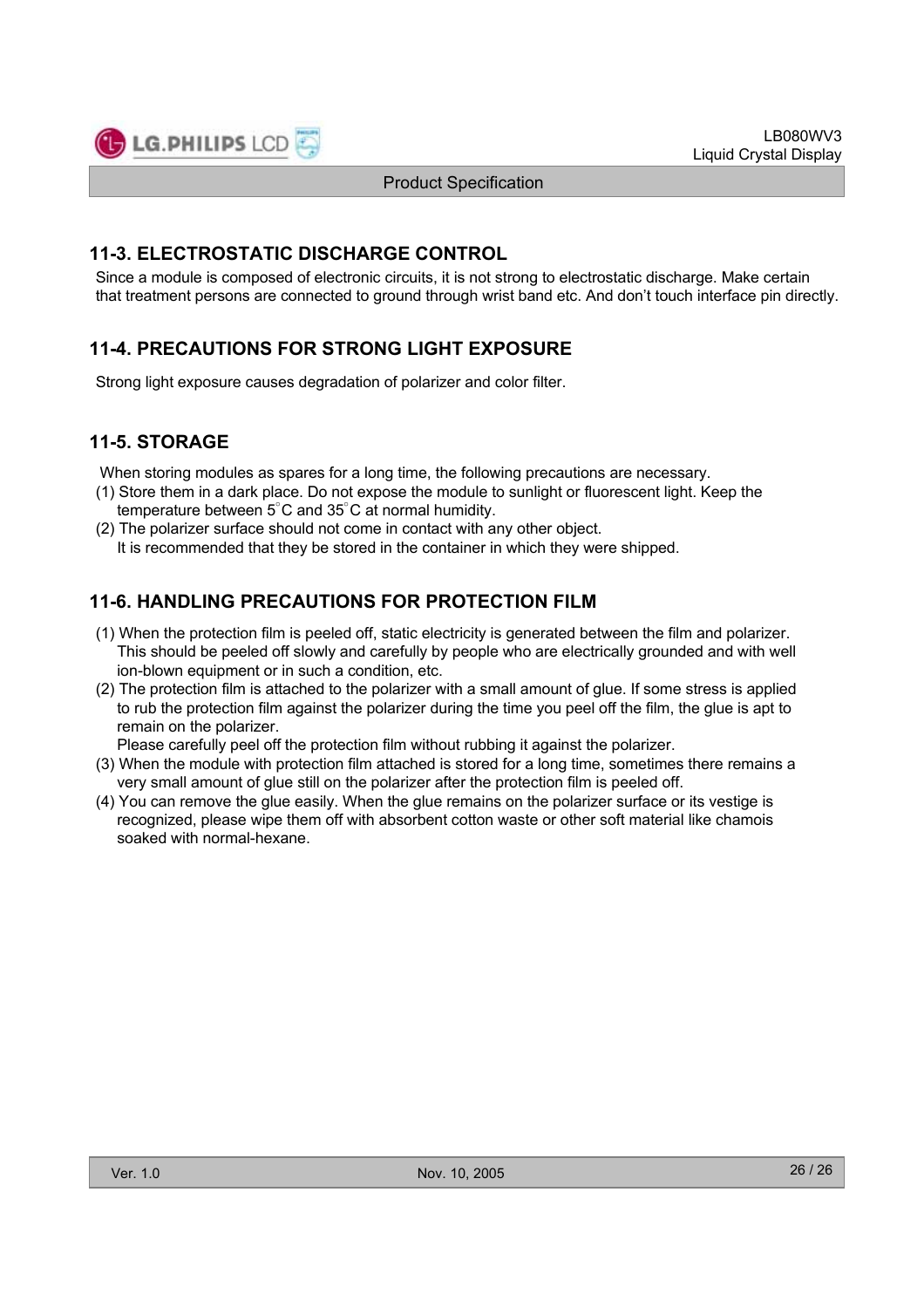## 11-3. ELECTROSTATIC DISCHARGE CONTROL

Since a module is composed of electronic circuits, it is not strong to electrostatic discharge. Make certain that treatment persons are connected to ground through wrist band etc. And don't touch interface pin directly.

## 11-4. PRECAUTIONS FOR STRONG LIGHT EXPOSURE

Strong light exposure causes degradation of polarizer and color filter.

## 11-5. STORAGE

When storing modules as spares for a long time, the following precautions are necessary.

(1) Store them in a dark place. Do not expose the module to sunlight or fluorescent light. Keep the temperature between 5°C and 35°C at normal humidity.

(2) The polarizer surface should not come in contact with any other object.
It is recommended that they be stored in the container in which they were shipped.

## 11-6. HANDLING PRECAUTIONS FOR PROTECTION FILM

(1) When the protection film is peeled off, static electricity is generated between the film and polarizer. This should be peeled off slowly and carefully by people who are electrically grounded and with well ion-blown equipment or in such a condition, etc.

(2) The protection film is attached to the polarizer with a small amount of glue. If some stress is applied to rub the protection film against the polarizer during the time you peel off the film, the glue is apt to remain on the polarizer.
Please carefully peel off the protection film without rubbing it against the polarizer.

(3) When the module with protection film attached is stored for a long time, sometimes there remains a very small amount of glue still on the polarizer after the protection film is peeled off.

(4) You can remove the glue easily. When the glue remains on the polarizer surface or its vestige is recognized, please wipe them off with absorbent cotton waste or other soft material like chamois soaked with normal-hexane.